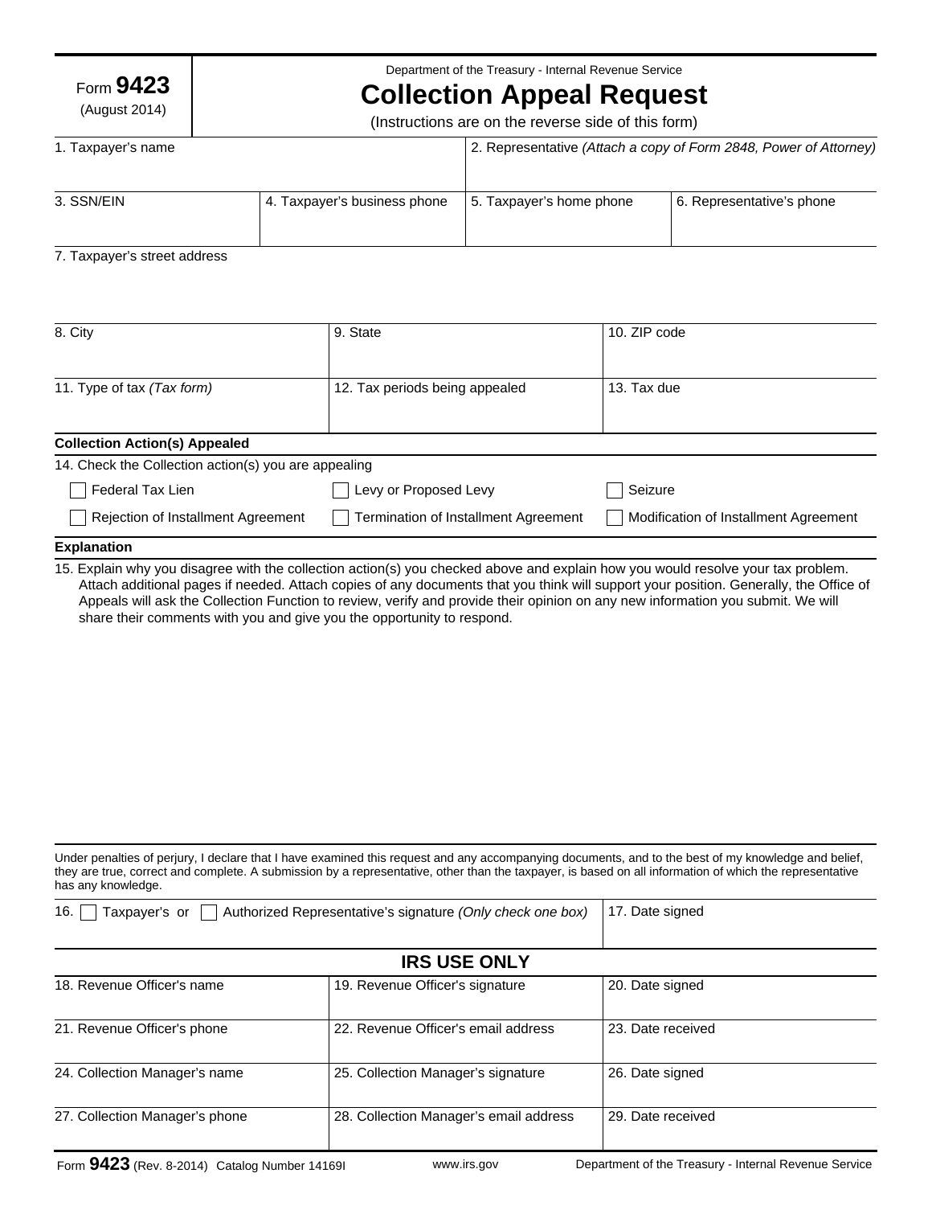Form **9423**
(August 2014)

Department of the Treasury - Internal Revenue Service

# Collection Appeal Request

(Instructions are on the reverse side of this form)

| 1. Taxpayer's name | | 2. Representative *(Attach a copy of Form 2848, Power of Attorney)* | |
|---|---|---|---|
| 3. SSN/EIN | 4. Taxpayer's business phone | 5. Taxpayer's home phone | 6. Representative's phone |

7. Taxpayer's street address

| 8. City | 9. State | 10. ZIP code |
|---|---|---|
| 11. Type of tax *(Tax form)* | 12. Tax periods being appealed | 13. Tax due |

**Collection Action(s) Appealed**

14. Check the Collection action(s) you are appealing

- ☐ Federal Tax Lien
- ☐ Levy or Proposed Levy
- ☐ Seizure
- ☐ Rejection of Installment Agreement
- ☐ Termination of Installment Agreement
- ☐ Modification of Installment Agreement

**Explanation**

15. Explain why you disagree with the collection action(s) you checked above and explain how you would resolve your tax problem. Attach additional pages if needed. Attach copies of any documents that you think will support your position. Generally, the Office of Appeals will ask the Collection Function to review, verify and provide their opinion on any new information you submit. We will share their comments with you and give you the opportunity to respond.

Under penalties of perjury, I declare that I have examined this request and any accompanying documents, and to the best of my knowledge and belief, they are true, correct and complete. A submission by a representative, other than the taxpayer, is based on all information of which the representative has any knowledge.

| 16. ☐ Taxpayer's or ☐ Authorized Representative's signature *(Only check one box)* | 17. Date signed |
|---|---|

## IRS USE ONLY

| 18. Revenue Officer's name | 19. Revenue Officer's signature | 20. Date signed |
|---|---|---|
| 21. Revenue Officer's phone | 22. Revenue Officer's email address | 23. Date received |
| 24. Collection Manager's name | 25. Collection Manager's signature | 26. Date signed |
| 27. Collection Manager's phone | 28. Collection Manager's email address | 29. Date received |

Form **9423** (Rev. 8-2014) Catalog Number 14169I www.irs.gov Department of the Treasury - Internal Revenue Service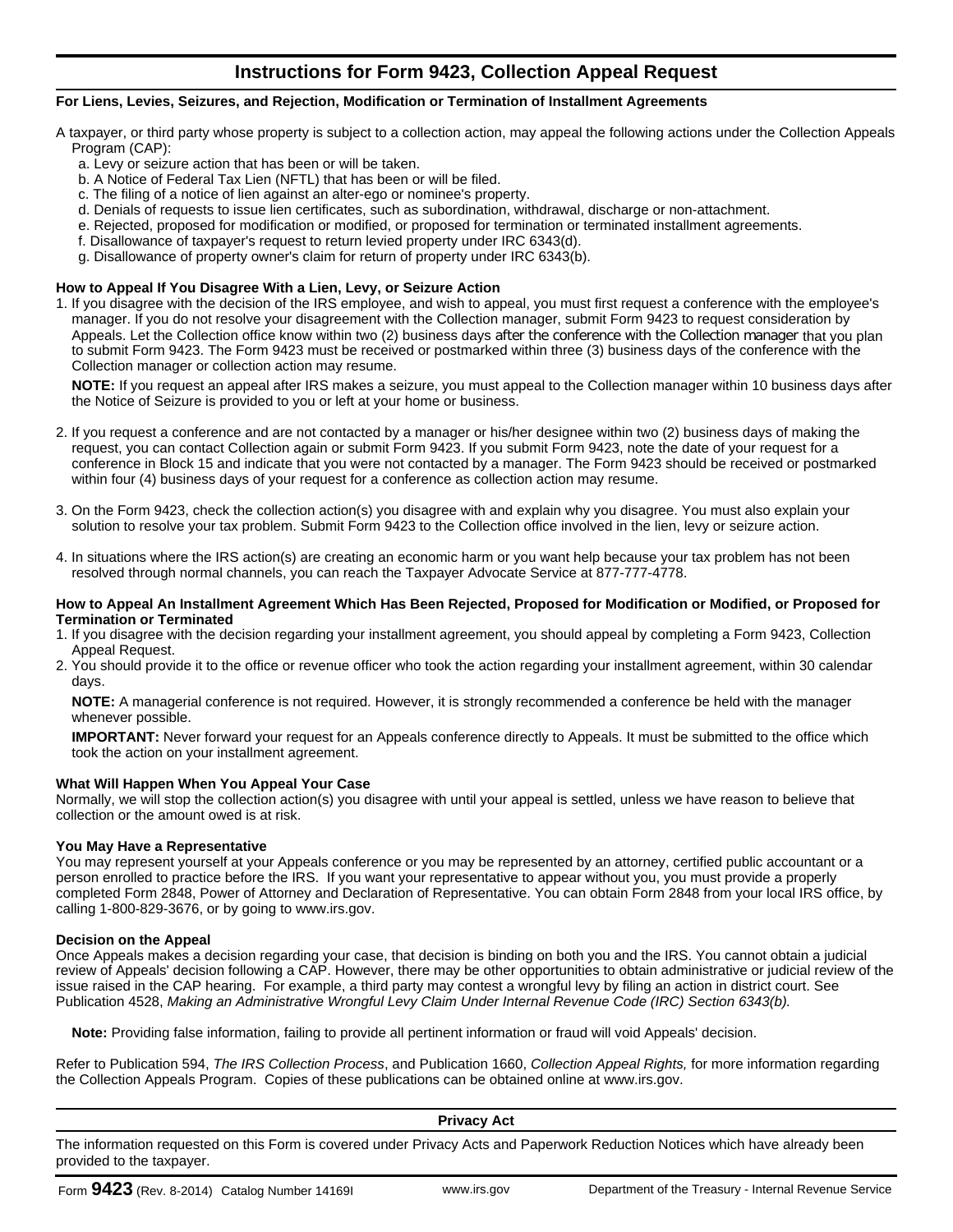# Instructions for Form 9423, Collection Appeal Request

**For Liens, Levies, Seizures, and Rejection, Modification or Termination of Installment Agreements**

A taxpayer, or third party whose property is subject to a collection action, may appeal the following actions under the Collection Appeals Program (CAP):

a. Levy or seizure action that has been or will be taken.
b. A Notice of Federal Tax Lien (NFTL) that has been or will be filed.
c. The filing of a notice of lien against an alter-ego or nominee's property.
d. Denials of requests to issue lien certificates, such as subordination, withdrawal, discharge or non-attachment.
e. Rejected, proposed for modification or modified, or proposed for termination or terminated installment agreements.
f. Disallowance of taxpayer's request to return levied property under IRC 6343(d).
g. Disallowance of property owner's claim for return of property under IRC 6343(b).

**How to Appeal If You Disagree With a Lien, Levy, or Seizure Action**

1. If you disagree with the decision of the IRS employee, and wish to appeal, you must first request a conference with the employee's manager. If you do not resolve your disagreement with the Collection manager, submit Form 9423 to request consideration by Appeals. Let the Collection office know within two (2) business days after the conference with the Collection manager that you plan to submit Form 9423. The Form 9423 must be received or postmarked within three (3) business days of the conference with the Collection manager or collection action may resume.

   **NOTE:** If you request an appeal after IRS makes a seizure, you must appeal to the Collection manager within 10 business days after the Notice of Seizure is provided to you or left at your home or business.

2. If you request a conference and are not contacted by a manager or his/her designee within two (2) business days of making the request, you can contact Collection again or submit Form 9423. If you submit Form 9423, note the date of your request for a conference in Block 15 and indicate that you were not contacted by a manager. The Form 9423 should be received or postmarked within four (4) business days of your request for a conference as collection action may resume.

3. On the Form 9423, check the collection action(s) you disagree with and explain why you disagree. You must also explain your solution to resolve your tax problem. Submit Form 9423 to the Collection office involved in the lien, levy or seizure action.

4. In situations where the IRS action(s) are creating an economic harm or you want help because your tax problem has not been resolved through normal channels, you can reach the Taxpayer Advocate Service at 877-777-4778.

**How to Appeal An Installment Agreement Which Has Been Rejected, Proposed for Modification or Modified, or Proposed for Termination or Terminated**

1. If you disagree with the decision regarding your installment agreement, you should appeal by completing a Form 9423, Collection Appeal Request.
2. You should provide it to the office or revenue officer who took the action regarding your installment agreement, within 30 calendar days.

   **NOTE:** A managerial conference is not required. However, it is strongly recommended a conference be held with the manager whenever possible.

   **IMPORTANT:** Never forward your request for an Appeals conference directly to Appeals. It must be submitted to the office which took the action on your installment agreement.

**What Will Happen When You Appeal Your Case**

Normally, we will stop the collection action(s) you disagree with until your appeal is settled, unless we have reason to believe that collection or the amount owed is at risk.

**You May Have a Representative**

You may represent yourself at your Appeals conference or you may be represented by an attorney, certified public accountant or a person enrolled to practice before the IRS. If you want your representative to appear without you, you must provide a properly completed Form 2848, Power of Attorney and Declaration of Representative. You can obtain Form 2848 from your local IRS office, by calling 1-800-829-3676, or by going to www.irs.gov.

**Decision on the Appeal**

Once Appeals makes a decision regarding your case, that decision is binding on both you and the IRS. You cannot obtain a judicial review of Appeals' decision following a CAP. However, there may be other opportunities to obtain administrative or judicial review of the issue raised in the CAP hearing. For example, a third party may contest a wrongful levy by filing an action in district court. See Publication 4528, *Making an Administrative Wrongful Levy Claim Under Internal Revenue Code (IRC) Section 6343(b).*

**Note:** Providing false information, failing to provide all pertinent information or fraud will void Appeals' decision.

Refer to Publication 594, *The IRS Collection Process*, and Publication 1660, *Collection Appeal Rights,* for more information regarding the Collection Appeals Program. Copies of these publications can be obtained online at www.irs.gov.

**Privacy Act**

The information requested on this Form is covered under Privacy Acts and Paperwork Reduction Notices which have already been provided to the taxpayer.

Form **9423** (Rev. 8-2014) Catalog Number 14169I www.irs.gov Department of the Treasury - Internal Revenue Service